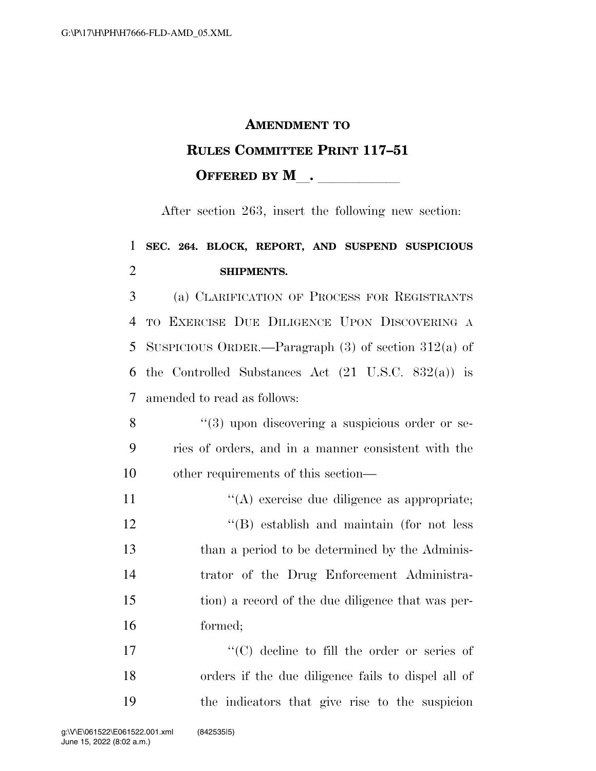# AMENDMENT TO RULES COMMITTEE PRINT 117–51

## OFFERED BY M\_\_. \_\_\_\_\_\_\_\_\_\_\_

After section 263, insert the following new section:

**SEC. 264. BLOCK, REPORT, AND SUSPEND SUSPICIOUS SHIPMENTS.**

(a) CLARIFICATION OF PROCESS FOR REGISTRANTS TO EXERCISE DUE DILIGENCE UPON DISCOVERING A SUSPICIOUS ORDER.—Paragraph (3) of section 312(a) of the Controlled Substances Act (21 U.S.C. 832(a)) is amended to read as follows:

"(3) upon discovering a suspicious order or series of orders, and in a manner consistent with the other requirements of this section—

"(A) exercise due diligence as appropriate;

"(B) establish and maintain (for not less than a period to be determined by the Administrator of the Drug Enforcement Administration) a record of the due diligence that was performed;

"(C) decline to fill the order or series of orders if the due diligence fails to dispel all of the indicators that give rise to the suspicion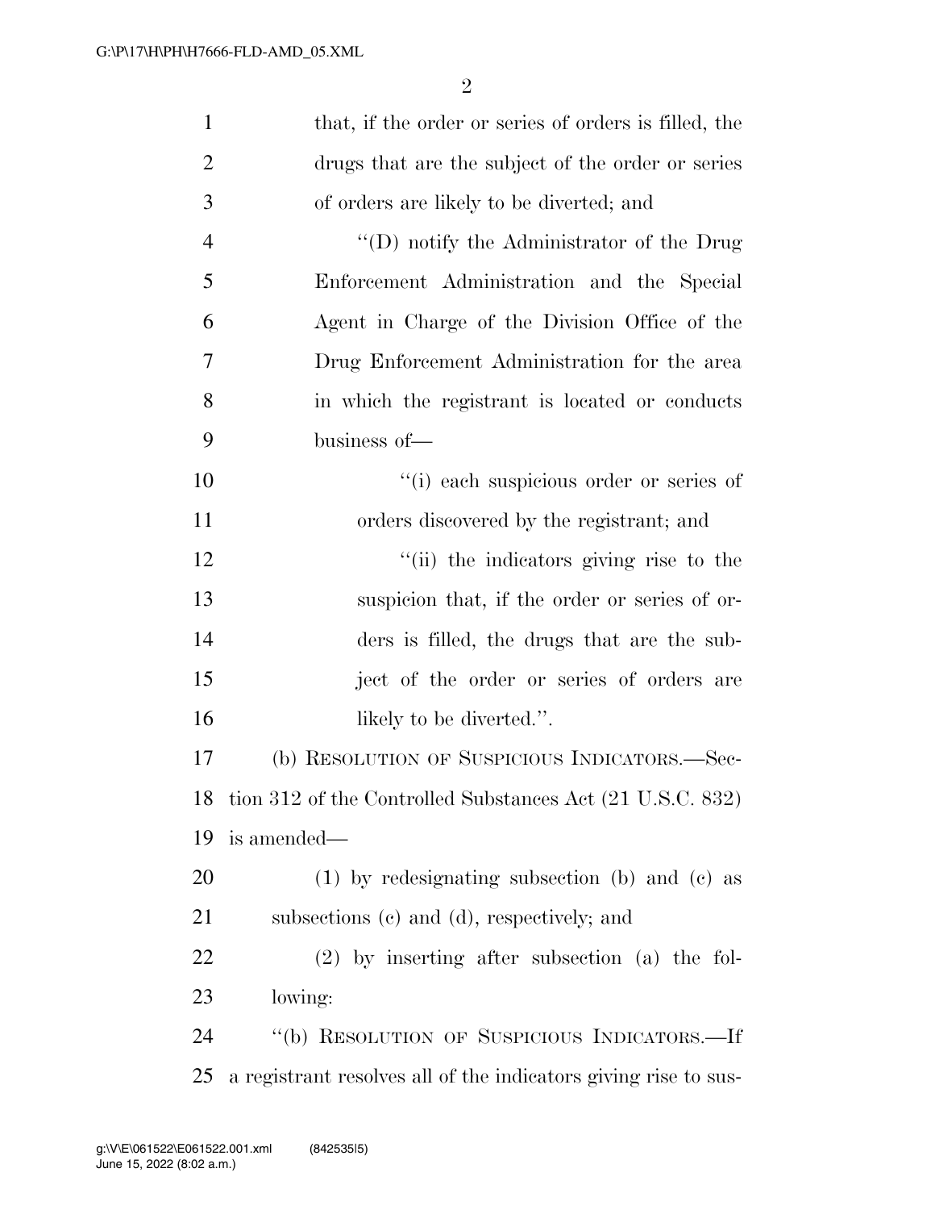that, if the order or series of orders is filled, the drugs that are the subject of the order or series of orders are likely to be diverted; and

"(D) notify the Administrator of the Drug Enforcement Administration and the Special Agent in Charge of the Division Office of the Drug Enforcement Administration for the area in which the registrant is located or conducts business of—

"(i) each suspicious order or series of orders discovered by the registrant; and

"(ii) the indicators giving rise to the suspicion that, if the order or series of orders is filled, the drugs that are the subject of the order or series of orders are likely to be diverted.".

(b) RESOLUTION OF SUSPICIOUS INDICATORS.—Section 312 of the Controlled Substances Act (21 U.S.C. 832) is amended—

(1) by redesignating subsection (b) and (c) as subsections (c) and (d), respectively; and

(2) by inserting after subsection (a) the following:

"(b) RESOLUTION OF SUSPICIOUS INDICATORS.—If a registrant resolves all of the indicators giving rise to sus-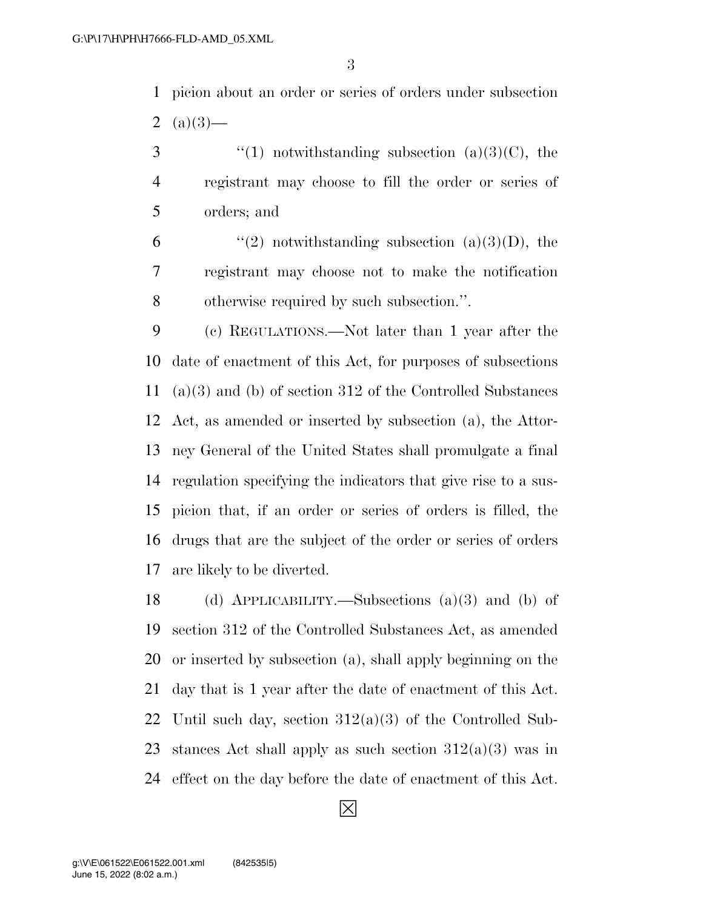picion about an order or series of orders under subsection (a)(3)—

"(1) notwithstanding subsection (a)(3)(C), the registrant may choose to fill the order or series of orders; and

"(2) notwithstanding subsection (a)(3)(D), the registrant may choose not to make the notification otherwise required by such subsection.".

(c) REGULATIONS.—Not later than 1 year after the date of enactment of this Act, for purposes of subsections (a)(3) and (b) of section 312 of the Controlled Substances Act, as amended or inserted by subsection (a), the Attorney General of the United States shall promulgate a final regulation specifying the indicators that give rise to a suspicion that, if an order or series of orders is filled, the drugs that are the subject of the order or series of orders are likely to be diverted.

(d) APPLICABILITY.—Subsections (a)(3) and (b) of section 312 of the Controlled Substances Act, as amended or inserted by subsection (a), shall apply beginning on the day that is 1 year after the date of enactment of this Act. Until such day, section 312(a)(3) of the Controlled Substances Act shall apply as such section 312(a)(3) was in effect on the day before the date of enactment of this Act.